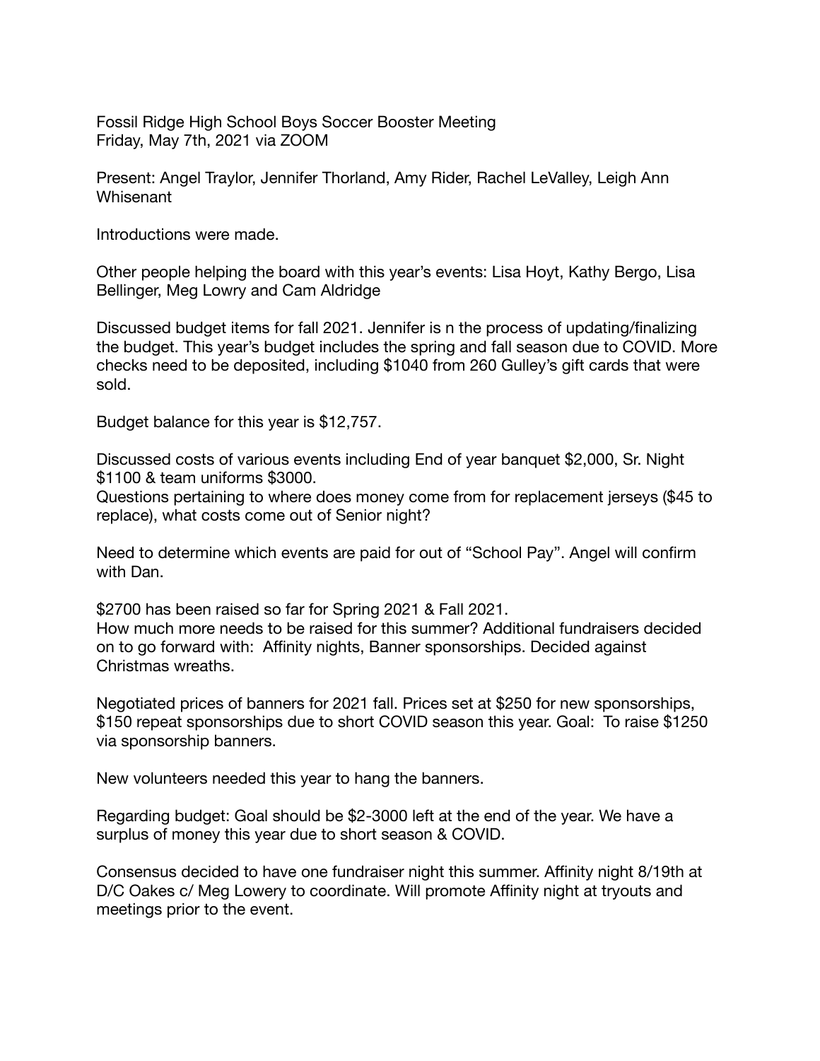Fossil Ridge High School Boys Soccer Booster Meeting
Friday, May 7th, 2021 via ZOOM

Present: Angel Traylor, Jennifer Thorland, Amy Rider, Rachel LeValley, Leigh Ann Whisenant

Introductions were made.

Other people helping the board with this year's events: Lisa Hoyt, Kathy Bergo, Lisa Bellinger, Meg Lowry and Cam Aldridge

Discussed budget items for fall 2021. Jennifer is n the process of updating/finalizing the budget. This year's budget includes the spring and fall season due to COVID. More checks need to be deposited, including $1040 from 260 Gulley's gift cards that were sold.

Budget balance for this year is $12,757.

Discussed costs of various events including End of year banquet $2,000, Sr. Night $1100 & team uniforms $3000.
Questions pertaining to where does money come from for replacement jerseys ($45 to replace), what costs come out of Senior night?

Need to determine which events are paid for out of "School Pay". Angel will confirm with Dan.

$2700 has been raised so far for Spring 2021 & Fall 2021.
How much more needs to be raised for this summer? Additional fundraisers decided on to go forward with: Affinity nights, Banner sponsorships. Decided against Christmas wreaths.

Negotiated prices of banners for 2021 fall. Prices set at $250 for new sponsorships, $150 repeat sponsorships due to short COVID season this year. Goal: To raise $1250 via sponsorship banners.

New volunteers needed this year to hang the banners.

Regarding budget: Goal should be $2-3000 left at the end of the year. We have a surplus of money this year due to short season & COVID.

Consensus decided to have one fundraiser night this summer. Affinity night 8/19th at D/C Oakes c/ Meg Lowery to coordinate. Will promote Affinity night at tryouts and meetings prior to the event.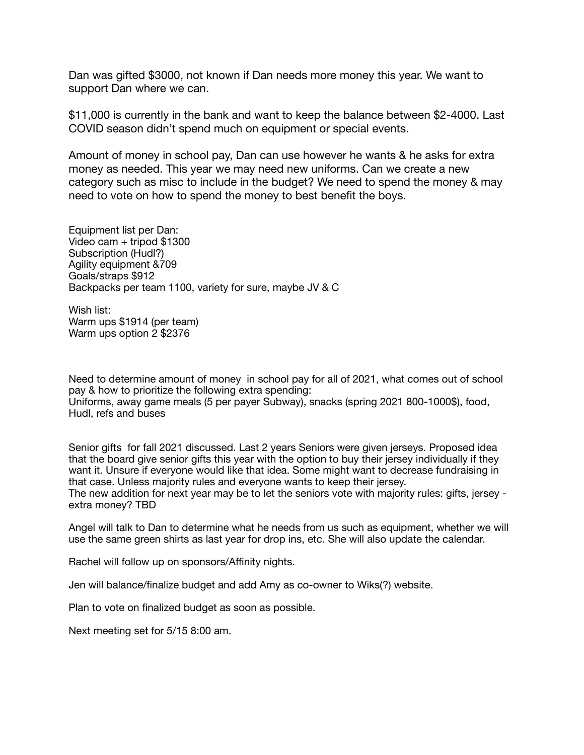Dan was gifted $3000, not known if Dan needs more money this year. We want to support Dan where we can.

$11,000 is currently in the bank and want to keep the balance between $2-4000. Last COVID season didn't spend much on equipment or special events.

Amount of money in school pay, Dan can use however he wants & he asks for extra money as needed. This year we may need new uniforms. Can we create a new category such as misc to include in the budget? We need to spend the money & may need to vote on how to spend the money to best benefit the boys.

Equipment list per Dan:
Video cam + tripod $1300
Subscription (Hudl?)
Agility equipment &709
Goals/straps $912
Backpacks per team 1100, variety for sure, maybe JV & C

Wish list:
Warm ups $1914 (per team)
Warm ups option 2 $2376

Need to determine amount of money  in school pay for all of 2021, what comes out of school pay & how to prioritize the following extra spending:
Uniforms, away game meals (5 per payer Subway), snacks (spring 2021 800-1000$), food, Hudl, refs and buses

Senior gifts  for fall 2021 discussed. Last 2 years Seniors were given jerseys. Proposed idea that the board give senior gifts this year with the option to buy their jersey individually if they want it. Unsure if everyone would like that idea. Some might want to decrease fundraising in that case. Unless majority rules and everyone wants to keep their jersey.
The new addition for next year may be to let the seniors vote with majority rules: gifts, jersey - extra money? TBD

Angel will talk to Dan to determine what he needs from us such as equipment, whether we will use the same green shirts as last year for drop ins, etc. She will also update the calendar.

Rachel will follow up on sponsors/Affinity nights.

Jen will balance/finalize budget and add Amy as co-owner to Wiks(?) website.

Plan to vote on finalized budget as soon as possible.

Next meeting set for 5/15 8:00 am.